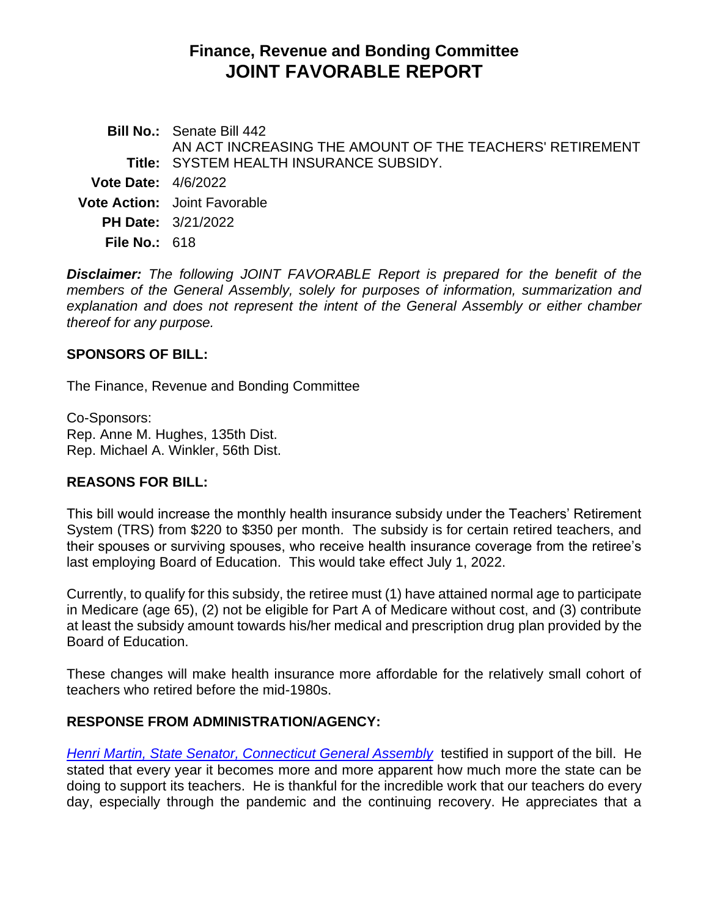# Finance, Revenue and Bonding Committee
# JOINT FAVORABLE REPORT

**Bill No.:** Senate Bill 442

**Title:** AN ACT INCREASING THE AMOUNT OF THE TEACHERS' RETIREMENT SYSTEM HEALTH INSURANCE SUBSIDY.

**Vote Date:** 4/6/2022

**Vote Action:** Joint Favorable

**PH Date:** 3/21/2022

**File No.:** 618

***Disclaimer:*** *The following JOINT FAVORABLE Report is prepared for the benefit of the members of the General Assembly, solely for purposes of information, summarization and explanation and does not represent the intent of the General Assembly or either chamber thereof for any purpose.*

## SPONSORS OF BILL:

The Finance, Revenue and Bonding Committee

Co-Sponsors:
Rep. Anne M. Hughes, 135th Dist.
Rep. Michael A. Winkler, 56th Dist.

## REASONS FOR BILL:

This bill would increase the monthly health insurance subsidy under the Teachers' Retirement System (TRS) from $220 to $350 per month. The subsidy is for certain retired teachers, and their spouses or surviving spouses, who receive health insurance coverage from the retiree's last employing Board of Education. This would take effect July 1, 2022.

Currently, to qualify for this subsidy, the retiree must (1) have attained normal age to participate in Medicare (age 65), (2) not be eligible for Part A of Medicare without cost, and (3) contribute at least the subsidy amount towards his/her medical and prescription drug plan provided by the Board of Education.

These changes will make health insurance more affordable for the relatively small cohort of teachers who retired before the mid-1980s.

## RESPONSE FROM ADMINISTRATION/AGENCY:

*Henri Martin, State Senator, Connecticut General Assembly* testified in support of the bill. He stated that every year it becomes more and more apparent how much more the state can be doing to support its teachers. He is thankful for the incredible work that our teachers do every day, especially through the pandemic and the continuing recovery. He appreciates that a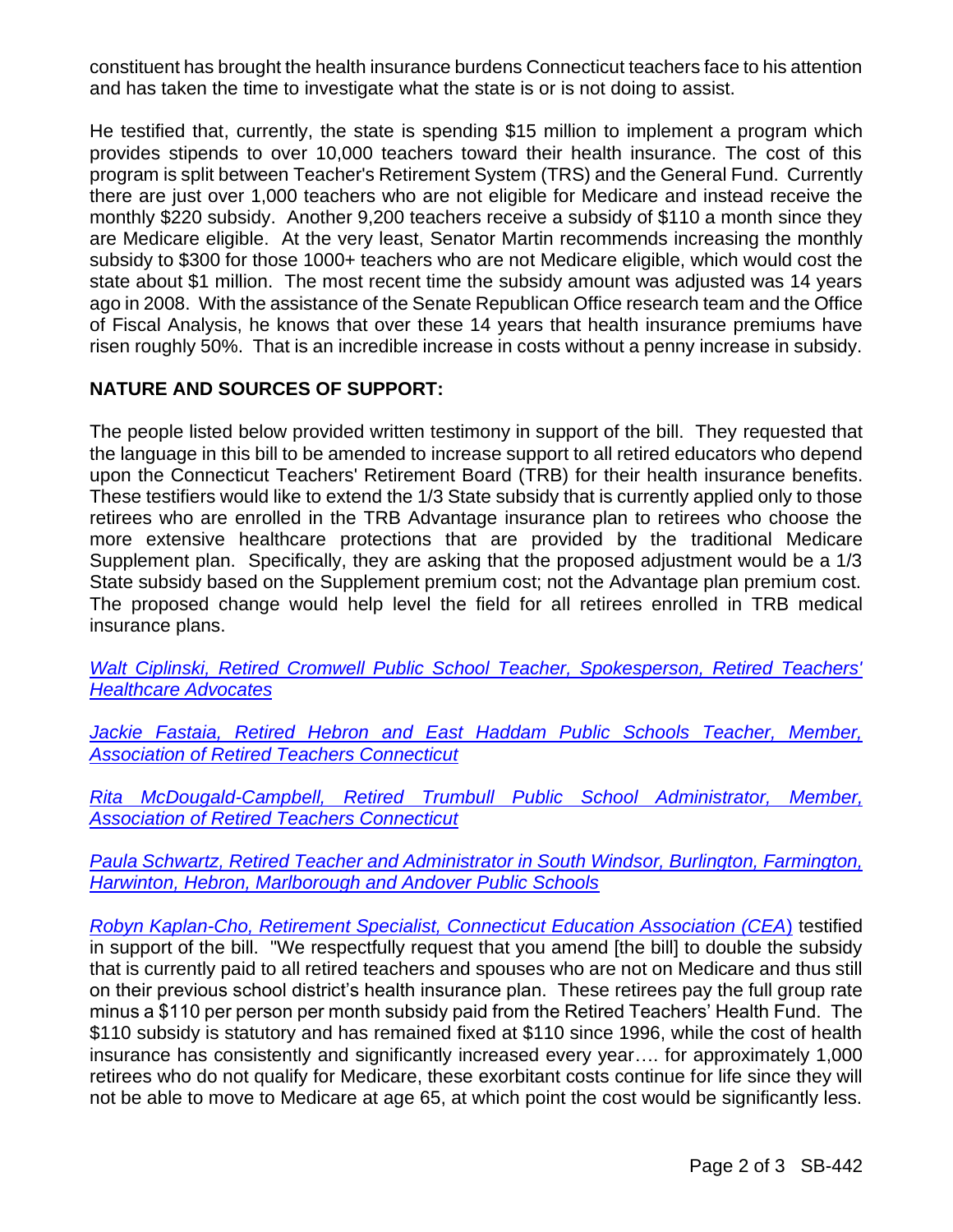constituent has brought the health insurance burdens Connecticut teachers face to his attention and has taken the time to investigate what the state is or is not doing to assist.

He testified that, currently, the state is spending $15 million to implement a program which provides stipends to over 10,000 teachers toward their health insurance. The cost of this program is split between Teacher's Retirement System (TRS) and the General Fund. Currently there are just over 1,000 teachers who are not eligible for Medicare and instead receive the monthly $220 subsidy. Another 9,200 teachers receive a subsidy of $110 a month since they are Medicare eligible. At the very least, Senator Martin recommends increasing the monthly subsidy to $300 for those 1000+ teachers who are not Medicare eligible, which would cost the state about $1 million. The most recent time the subsidy amount was adjusted was 14 years ago in 2008. With the assistance of the Senate Republican Office research team and the Office of Fiscal Analysis, he knows that over these 14 years that health insurance premiums have risen roughly 50%. That is an incredible increase in costs without a penny increase in subsidy.

**NATURE AND SOURCES OF SUPPORT:**

The people listed below provided written testimony in support of the bill. They requested that the language in this bill to be amended to increase support to all retired educators who depend upon the Connecticut Teachers' Retirement Board (TRB) for their health insurance benefits. These testifiers would like to extend the 1/3 State subsidy that is currently applied only to those retirees who are enrolled in the TRB Advantage insurance plan to retirees who choose the more extensive healthcare protections that are provided by the traditional Medicare Supplement plan. Specifically, they are asking that the proposed adjustment would be a 1/3 State subsidy based on the Supplement premium cost; not the Advantage plan premium cost. The proposed change would help level the field for all retirees enrolled in TRB medical insurance plans.

*Walt Ciplinski, Retired Cromwell Public School Teacher, Spokesperson, Retired Teachers' Healthcare Advocates*

*Jackie Fastaia, Retired Hebron and East Haddam Public Schools Teacher, Member, Association of Retired Teachers Connecticut*

*Rita McDougald-Campbell, Retired Trumbull Public School Administrator, Member, Association of Retired Teachers Connecticut*

*Paula Schwartz, Retired Teacher and Administrator in South Windsor, Burlington, Farmington, Harwinton, Hebron, Marlborough and Andover Public Schools*

*Robyn Kaplan-Cho, Retirement Specialist, Connecticut Education Association (CEA)* testified in support of the bill. "We respectfully request that you amend [the bill] to double the subsidy that is currently paid to all retired teachers and spouses who are not on Medicare and thus still on their previous school district's health insurance plan. These retirees pay the full group rate minus a $110 per person per month subsidy paid from the Retired Teachers' Health Fund. The $110 subsidy is statutory and has remained fixed at $110 since 1996, while the cost of health insurance has consistently and significantly increased every year…. for approximately 1,000 retirees who do not qualify for Medicare, these exorbitant costs continue for life since they will not be able to move to Medicare at age 65, at which point the cost would be significantly less.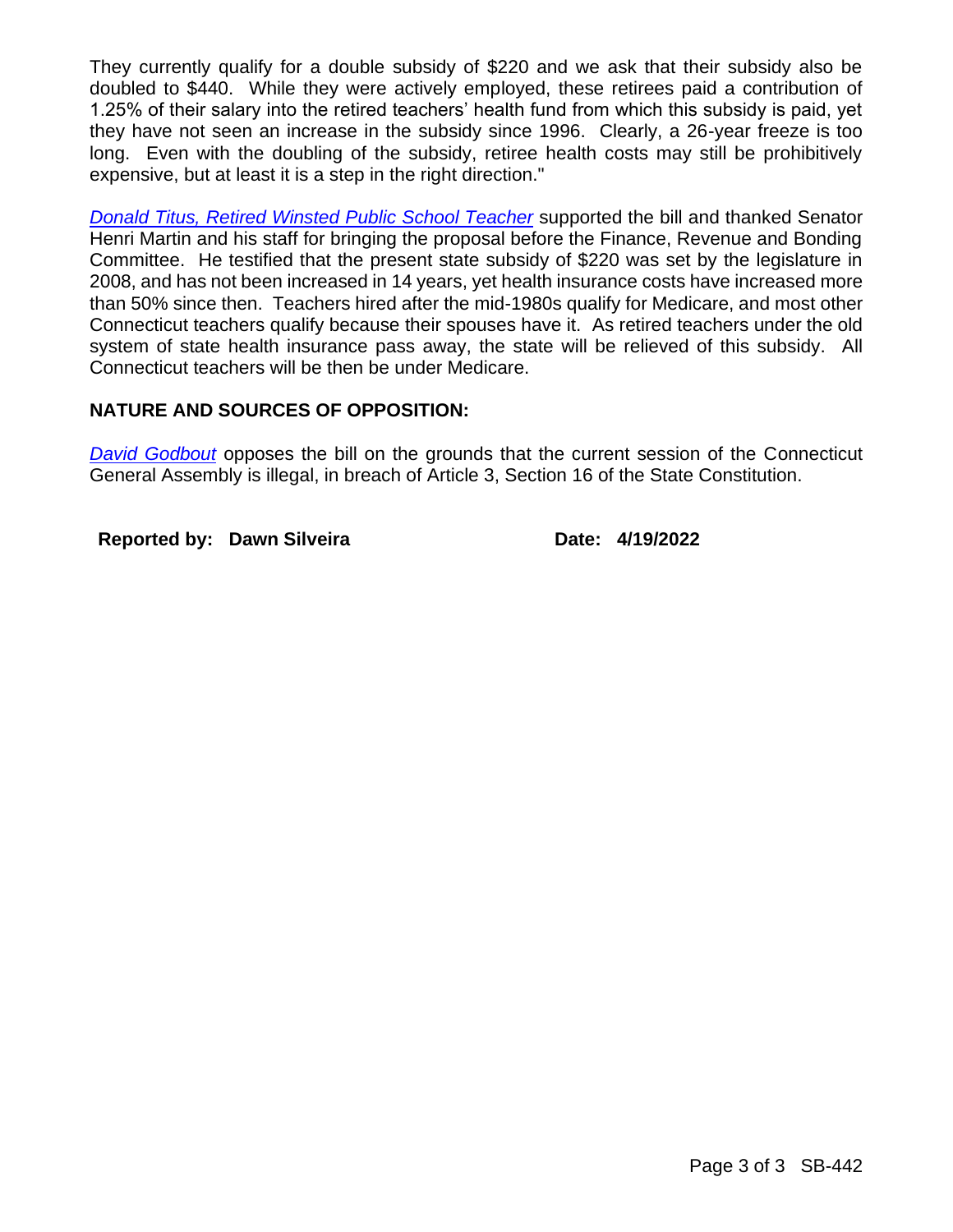They currently qualify for a double subsidy of $220 and we ask that their subsidy also be doubled to $440. While they were actively employed, these retirees paid a contribution of 1.25% of their salary into the retired teachers' health fund from which this subsidy is paid, yet they have not seen an increase in the subsidy since 1996. Clearly, a 26-year freeze is too long. Even with the doubling of the subsidy, retiree health costs may still be prohibitively expensive, but at least it is a step in the right direction."

*Donald Titus, Retired Winsted Public School Teacher* supported the bill and thanked Senator Henri Martin and his staff for bringing the proposal before the Finance, Revenue and Bonding Committee. He testified that the present state subsidy of $220 was set by the legislature in 2008, and has not been increased in 14 years, yet health insurance costs have increased more than 50% since then. Teachers hired after the mid-1980s qualify for Medicare, and most other Connecticut teachers qualify because their spouses have it. As retired teachers under the old system of state health insurance pass away, the state will be relieved of this subsidy. All Connecticut teachers will be then be under Medicare.

**NATURE AND SOURCES OF OPPOSITION:**

*David Godbout* opposes the bill on the grounds that the current session of the Connecticut General Assembly is illegal, in breach of Article 3, Section 16 of the State Constitution.

**Reported by: Dawn Silveira** **Date: 4/19/2022**